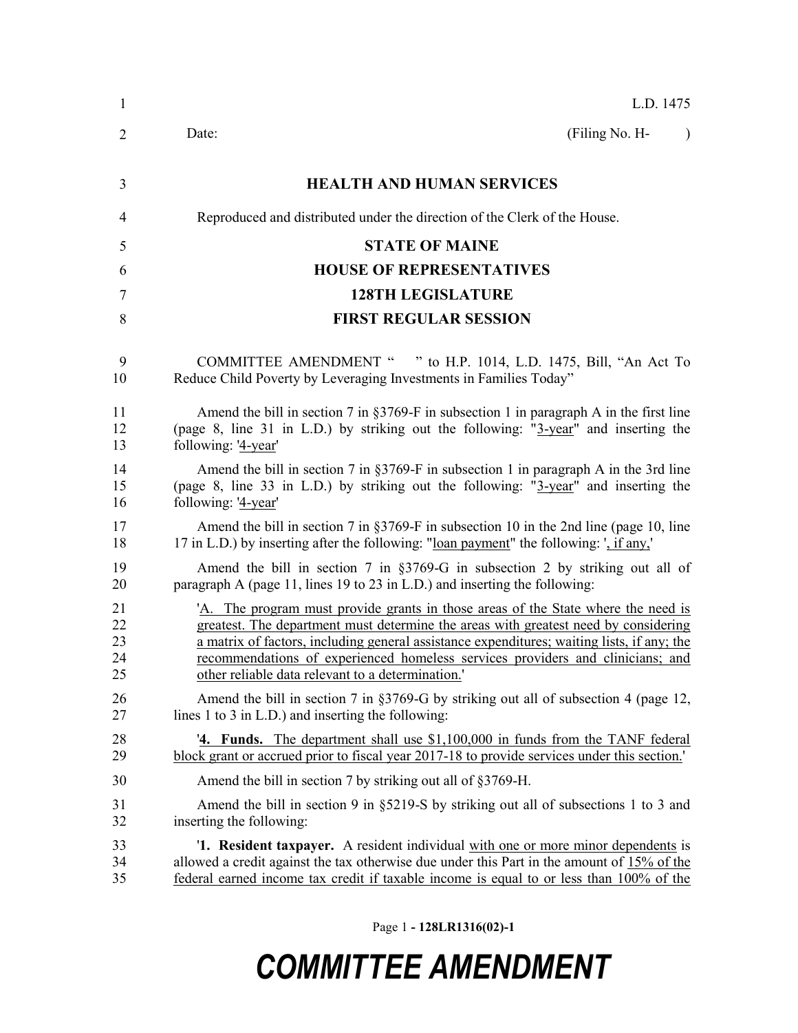L.D. 1475

Date: (Filing No. H- )

## HEALTH AND HUMAN SERVICES

Reproduced and distributed under the direction of the Clerk of the House.

## STATE OF MAINE
## HOUSE OF REPRESENTATIVES
## 128TH LEGISLATURE
## FIRST REGULAR SESSION

COMMITTEE AMENDMENT " " to H.P. 1014, L.D. 1475, Bill, "An Act To Reduce Child Poverty by Leveraging Investments in Families Today"

Amend the bill in section 7 in §3769-F in subsection 1 in paragraph A in the first line (page 8, line 31 in L.D.) by striking out the following: "3-year" and inserting the following: '4-year'

Amend the bill in section 7 in §3769-F in subsection 1 in paragraph A in the 3rd line (page 8, line 33 in L.D.) by striking out the following: "3-year" and inserting the following: '4-year'

Amend the bill in section 7 in §3769-F in subsection 10 in the 2nd line (page 10, line 17 in L.D.) by inserting after the following: "loan payment" the following: ', if any,'

Amend the bill in section 7 in §3769-G in subsection 2 by striking out all of paragraph A (page 11, lines 19 to 23 in L.D.) and inserting the following:

'A. The program must provide grants in those areas of the State where the need is greatest. The department must determine the areas with greatest need by considering a matrix of factors, including general assistance expenditures; waiting lists, if any; the recommendations of experienced homeless services providers and clinicians; and other reliable data relevant to a determination.'

Amend the bill in section 7 in §3769-G by striking out all of subsection 4 (page 12, lines 1 to 3 in L.D.) and inserting the following:

'**4. Funds.** The department shall use $1,100,000 in funds from the TANF federal block grant or accrued prior to fiscal year 2017-18 to provide services under this section.'

Amend the bill in section 7 by striking out all of §3769-H.

Amend the bill in section 9 in §5219-S by striking out all of subsections 1 to 3 and inserting the following:

'**1. Resident taxpayer.** A resident individual with one or more minor dependents is allowed a credit against the tax otherwise due under this Part in the amount of 15% of the federal earned income tax credit if taxable income is equal to or less than 100% of the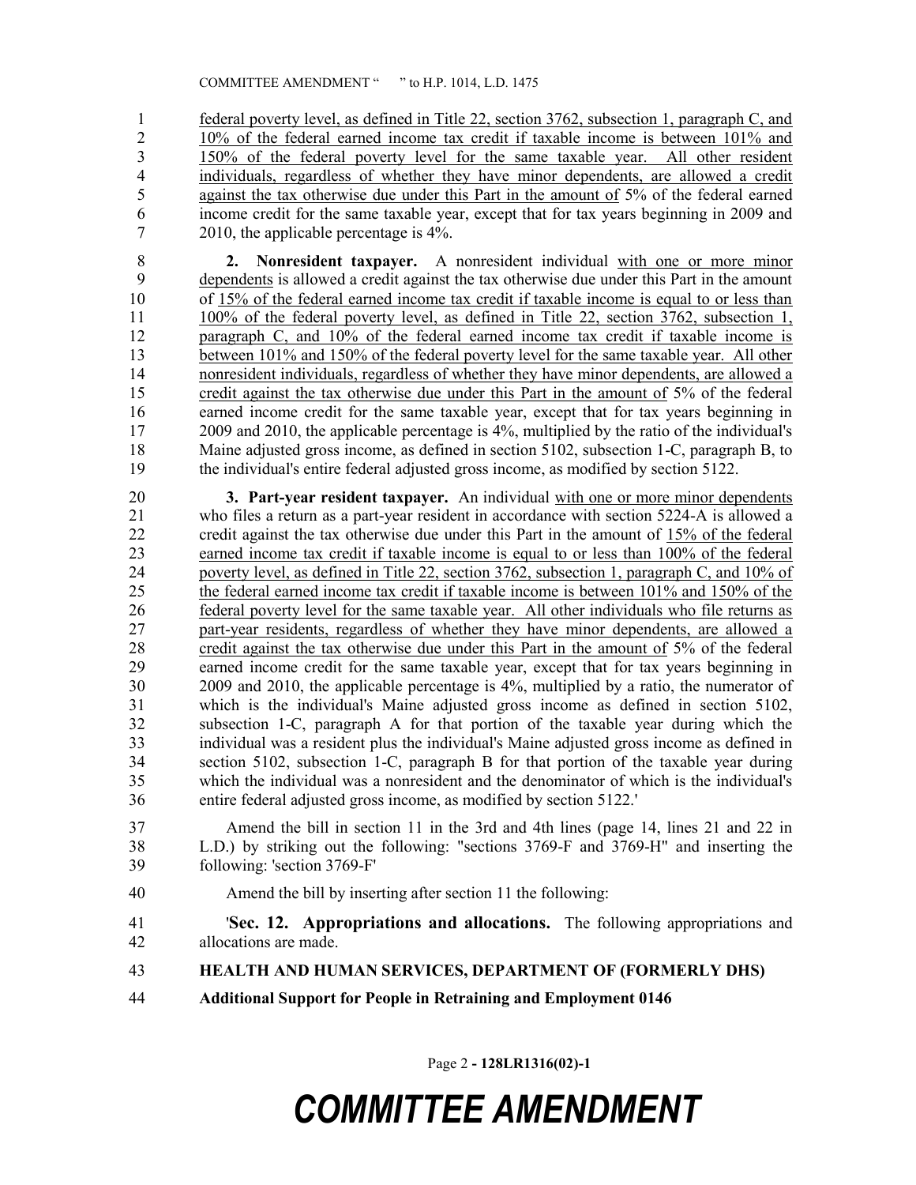federal poverty level, as defined in Title 22, section 3762, subsection 1, paragraph C, and 10% of the federal earned income tax credit if taxable income is between 101% and 150% of the federal poverty level for the same taxable year. All other resident individuals, regardless of whether they have minor dependents, are allowed a credit against the tax otherwise due under this Part in the amount of 5% of the federal earned income credit for the same taxable year, except that for tax years beginning in 2009 and 2010, the applicable percentage is 4%.

**2. Nonresident taxpayer.** A nonresident individual with one or more minor dependents is allowed a credit against the tax otherwise due under this Part in the amount of 15% of the federal earned income tax credit if taxable income is equal to or less than 100% of the federal poverty level, as defined in Title 22, section 3762, subsection 1, paragraph C, and 10% of the federal earned income tax credit if taxable income is between 101% and 150% of the federal poverty level for the same taxable year. All other nonresident individuals, regardless of whether they have minor dependents, are allowed a credit against the tax otherwise due under this Part in the amount of 5% of the federal earned income credit for the same taxable year, except that for tax years beginning in 2009 and 2010, the applicable percentage is 4%, multiplied by the ratio of the individual's Maine adjusted gross income, as defined in section 5102, subsection 1-C, paragraph B, to the individual's entire federal adjusted gross income, as modified by section 5122.

**3. Part-year resident taxpayer.** An individual with one or more minor dependents who files a return as a part-year resident in accordance with section 5224-A is allowed a credit against the tax otherwise due under this Part in the amount of 15% of the federal earned income tax credit if taxable income is equal to or less than 100% of the federal poverty level, as defined in Title 22, section 3762, subsection 1, paragraph C, and 10% of the federal earned income tax credit if taxable income is between 101% and 150% of the federal poverty level for the same taxable year. All other individuals who file returns as part-year residents, regardless of whether they have minor dependents, are allowed a credit against the tax otherwise due under this Part in the amount of 5% of the federal earned income credit for the same taxable year, except that for tax years beginning in 2009 and 2010, the applicable percentage is 4%, multiplied by a ratio, the numerator of which is the individual's Maine adjusted gross income as defined in section 5102, subsection 1-C, paragraph A for that portion of the taxable year during which the individual was a resident plus the individual's Maine adjusted gross income as defined in section 5102, subsection 1-C, paragraph B for that portion of the taxable year during which the individual was a nonresident and the denominator of which is the individual's entire federal adjusted gross income, as modified by section 5122.'

Amend the bill in section 11 in the 3rd and 4th lines (page 14, lines 21 and 22 in L.D.) by striking out the following: "sections 3769-F and 3769-H" and inserting the following: 'section 3769-F'

Amend the bill by inserting after section 11 the following:

'**Sec. 12. Appropriations and allocations.** The following appropriations and allocations are made.

**HEALTH AND HUMAN SERVICES, DEPARTMENT OF (FORMERLY DHS)**

**Additional Support for People in Retraining and Employment 0146**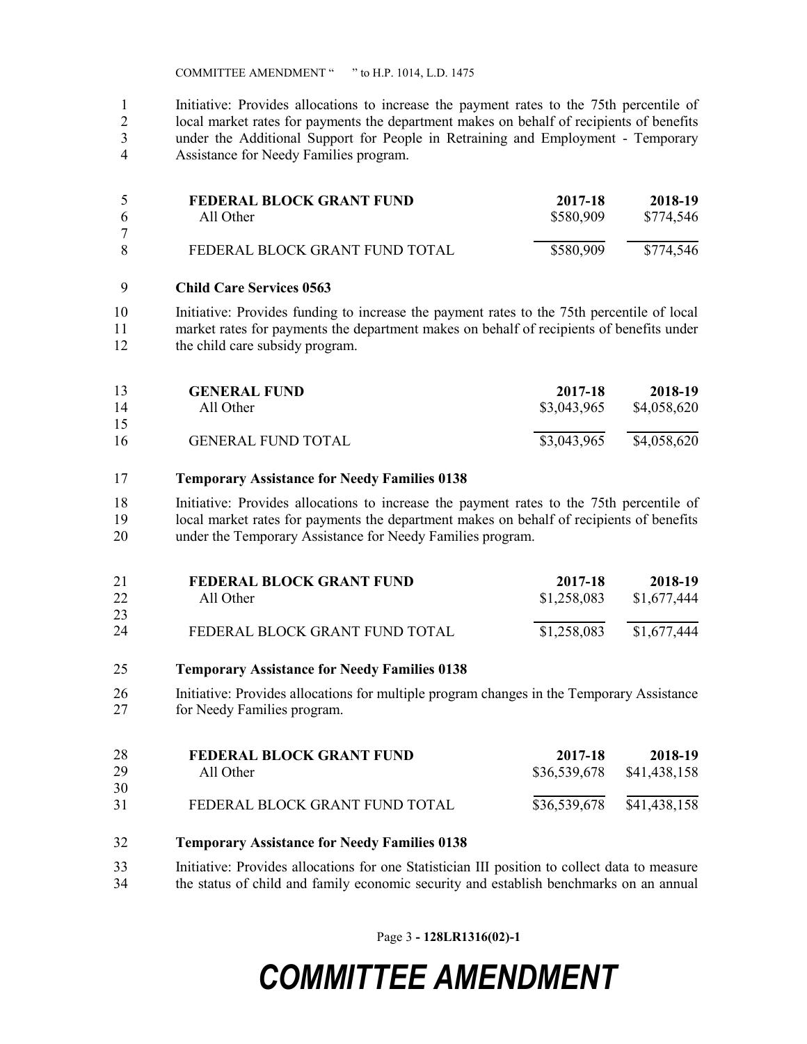Initiative: Provides allocations to increase the payment rates to the 75th percentile of local market rates for payments the department makes on behalf of recipients of benefits under the Additional Support for People in Retraining and Employment - Temporary Assistance for Needy Families program.

| FEDERAL BLOCK GRANT FUND | 2017-18 | 2018-19 |
|---|---|---|
| All Other | $580,909 | $774,546 |
| FEDERAL BLOCK GRANT FUND TOTAL | $580,909 | $774,546 |

**Child Care Services 0563**

Initiative: Provides funding to increase the payment rates to the 75th percentile of local market rates for payments the department makes on behalf of recipients of benefits under the child care subsidy program.

| GENERAL FUND | 2017-18 | 2018-19 |
|---|---|---|
| All Other | $3,043,965 | $4,058,620 |
| GENERAL FUND TOTAL | $3,043,965 | $4,058,620 |

**Temporary Assistance for Needy Families 0138**

Initiative: Provides allocations to increase the payment rates to the 75th percentile of local market rates for payments the department makes on behalf of recipients of benefits under the Temporary Assistance for Needy Families program.

| FEDERAL BLOCK GRANT FUND | 2017-18 | 2018-19 |
|---|---|---|
| All Other | $1,258,083 | $1,677,444 |
| FEDERAL BLOCK GRANT FUND TOTAL | $1,258,083 | $1,677,444 |

**Temporary Assistance for Needy Families 0138**

Initiative: Provides allocations for multiple program changes in the Temporary Assistance for Needy Families program.

| FEDERAL BLOCK GRANT FUND | 2017-18 | 2018-19 |
|---|---|---|
| All Other | $36,539,678 | $41,438,158 |
| FEDERAL BLOCK GRANT FUND TOTAL | $36,539,678 | $41,438,158 |

**Temporary Assistance for Needy Families 0138**

Initiative: Provides allocations for one Statistician III position to collect data to measure the status of child and family economic security and establish benchmarks on an annual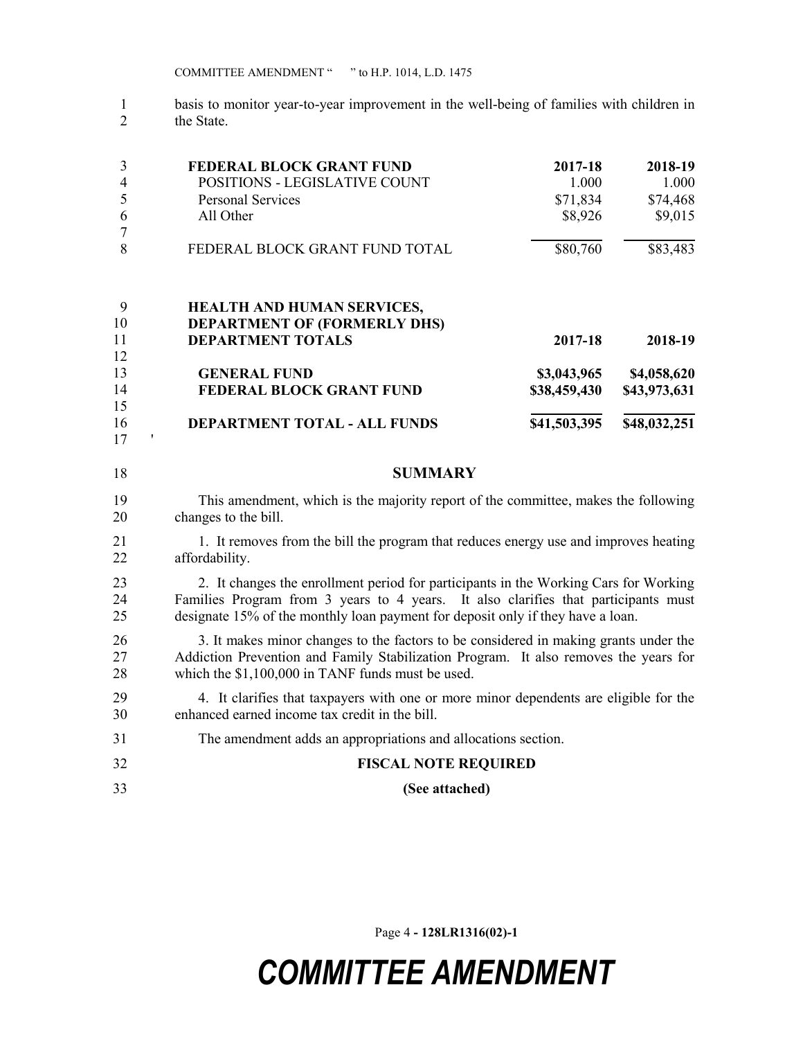basis to monitor year-to-year improvement in the well-being of families with children in the State.

| | | |
|---|---|---|
| **FEDERAL BLOCK GRANT FUND** | **2017-18** | **2018-19** |
| POSITIONS - LEGISLATIVE COUNT | 1.000 | 1.000 |
| Personal Services | $71,834 | $74,468 |
| All Other | $8,926 | $9,015 |
| FEDERAL BLOCK GRANT FUND TOTAL | $80,760 | $83,483 |

| | | |
|---|---|---|
| **HEALTH AND HUMAN SERVICES, DEPARTMENT OF (FORMERLY DHS) DEPARTMENT TOTALS** | **2017-18** | **2018-19** |
| **GENERAL FUND** | **$3,043,965** | **$4,058,620** |
| **FEDERAL BLOCK GRANT FUND** | **$38,459,430** | **$43,973,631** |
| **DEPARTMENT TOTAL - ALL FUNDS** | **$41,503,395** | **$48,032,251** |

'

## SUMMARY

This amendment, which is the majority report of the committee, makes the following changes to the bill.

1. It removes from the bill the program that reduces energy use and improves heating affordability.

2. It changes the enrollment period for participants in the Working Cars for Working Families Program from 3 years to 4 years. It also clarifies that participants must designate 15% of the monthly loan payment for deposit only if they have a loan.

3. It makes minor changes to the factors to be considered in making grants under the Addiction Prevention and Family Stabilization Program. It also removes the years for which the $1,100,000 in TANF funds must be used.

4. It clarifies that taxpayers with one or more minor dependents are eligible for the enhanced earned income tax credit in the bill.

The amendment adds an appropriations and allocations section.

**FISCAL NOTE REQUIRED**

**(See attached)**